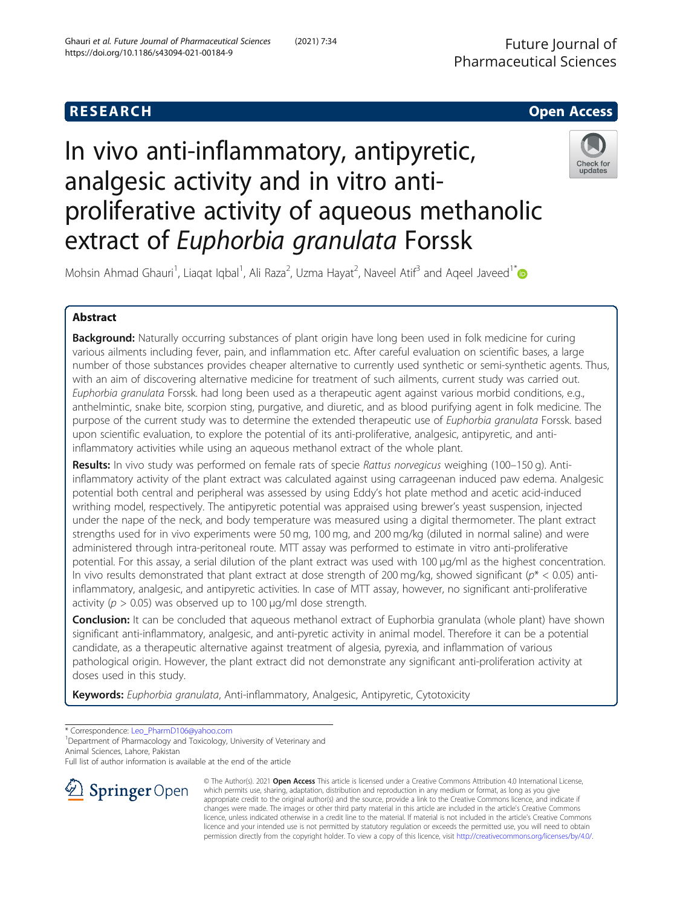RESEARCH

Open Access

# In vivo anti-inflammatory, antipyretic, analgesic activity and in vitro anti-proliferative activity of aqueous methanolic extract of *Euphorbia granulata* Forssk

Mohsin Ahmad Ghauri[1], Liaqat Iqbal[1], Ali Raza[2], Uzma Hayat[2], Naveel Atif[3] and Aqeel Javeed[1*]

## Abstract

**Background:** Naturally occurring substances of plant origin have long been used in folk medicine for curing various ailments including fever, pain, and inflammation etc. After careful evaluation on scientific bases, a large number of those substances provides cheaper alternative to currently used synthetic or semi-synthetic agents. Thus, with an aim of discovering alternative medicine for treatment of such ailments, current study was carried out. *Euphorbia granulata* Forssk. had long been used as a therapeutic agent against various morbid conditions, e.g., anthelmintic, snake bite, scorpion sting, purgative, and diuretic, and as blood purifying agent in folk medicine. The purpose of the current study was to determine the extended therapeutic use of *Euphorbia granulata* Forssk. based upon scientific evaluation, to explore the potential of its anti-proliferative, analgesic, antipyretic, and anti-inflammatory activities while using an aqueous methanol extract of the whole plant.

**Results:** In vivo study was performed on female rats of specie *Rattus norvegicus* weighing (100–150 g). Anti-inflammatory activity of the plant extract was calculated against using carrageenan induced paw edema. Analgesic potential both central and peripheral was assessed by using Eddy's hot plate method and acetic acid-induced writhing model, respectively. The antipyretic potential was appraised using brewer's yeast suspension, injected under the nape of the neck, and body temperature was measured using a digital thermometer. The plant extract strengths used for in vivo experiments were 50 mg, 100 mg, and 200 mg/kg (diluted in normal saline) and were administered through intra-peritoneal route. MTT assay was performed to estimate in vitro anti-proliferative potential. For this assay, a serial dilution of the plant extract was used with 100 μg/ml as the highest concentration. In vivo results demonstrated that plant extract at dose strength of 200 mg/kg, showed significant ($p^* < 0.05$) anti-inflammatory, analgesic, and antipyretic activities. In case of MTT assay, however, no significant anti-proliferative activity ($p > 0.05$) was observed up to 100 μg/ml dose strength.

**Conclusion:** It can be concluded that aqueous methanol extract of Euphorbia granulata (whole plant) have shown significant anti-inflammatory, analgesic, and anti-pyretic activity in animal model. Therefore it can be a potential candidate, as a therapeutic alternative against treatment of algesia, pyrexia, and inflammation of various pathological origin. However, the plant extract did not demonstrate any significant anti-proliferation activity at doses used in this study.

**Keywords:** *Euphorbia granulata*, Anti-inflammatory, Analgesic, Antipyretic, Cytotoxicity

* Correspondence: Leo_PharmD106@yahoo.com
[1]Department of Pharmacology and Toxicology, University of Veterinary and Animal Sciences, Lahore, Pakistan
Full list of author information is available at the end of the article

© The Author(s). 2021 **Open Access** This article is licensed under a Creative Commons Attribution 4.0 International License, which permits use, sharing, adaptation, distribution and reproduction in any medium or format, as long as you give appropriate credit to the original author(s) and the source, provide a link to the Creative Commons licence, and indicate if changes were made. The images or other third party material in this article are included in the article's Creative Commons licence, unless indicated otherwise in a credit line to the material. If material is not included in the article's Creative Commons licence and your intended use is not permitted by statutory regulation or exceeds the permitted use, you will need to obtain permission directly from the copyright holder. To view a copy of this licence, visit http://creativecommons.org/licenses/by/4.0/.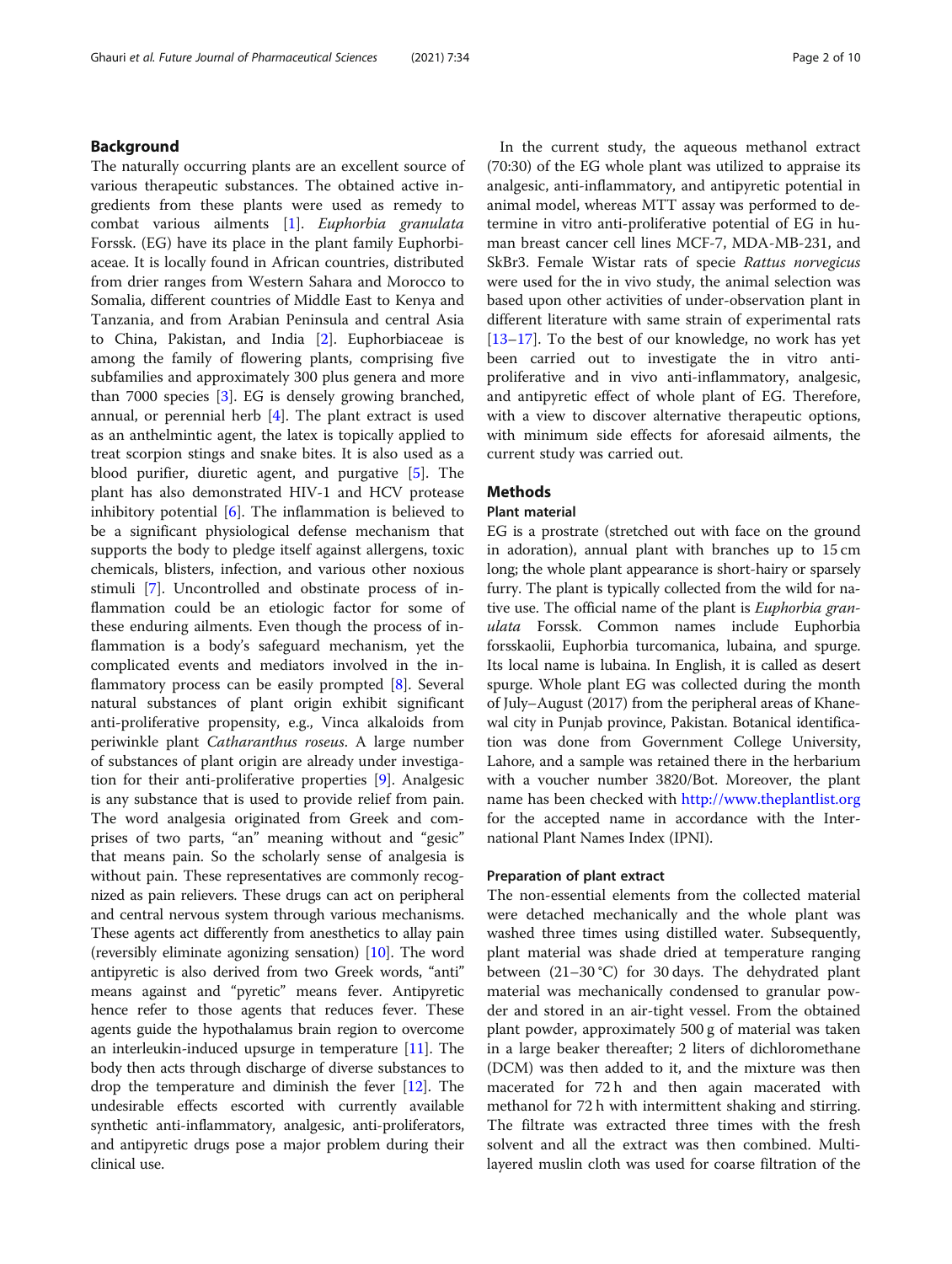## Background

The naturally occurring plants are an excellent source of various therapeutic substances. The obtained active ingredients from these plants were used as remedy to combat various ailments [1]. *Euphorbia granulata* Forssk. (EG) have its place in the plant family Euphorbiaceae. It is locally found in African countries, distributed from drier ranges from Western Sahara and Morocco to Somalia, different countries of Middle East to Kenya and Tanzania, and from Arabian Peninsula and central Asia to China, Pakistan, and India [2]. Euphorbiaceae is among the family of flowering plants, comprising five subfamilies and approximately 300 plus genera and more than 7000 species [3]. EG is densely growing branched, annual, or perennial herb [4]. The plant extract is used as an anthelmintic agent, the latex is topically applied to treat scorpion stings and snake bites. It is also used as a blood purifier, diuretic agent, and purgative [5]. The plant has also demonstrated HIV-1 and HCV protease inhibitory potential [6]. The inflammation is believed to be a significant physiological defense mechanism that supports the body to pledge itself against allergens, toxic chemicals, blisters, infection, and various other noxious stimuli [7]. Uncontrolled and obstinate process of inflammation could be an etiologic factor for some of these enduring ailments. Even though the process of inflammation is a body's safeguard mechanism, yet the complicated events and mediators involved in the inflammatory process can be easily prompted [8]. Several natural substances of plant origin exhibit significant anti-proliferative propensity, e.g., Vinca alkaloids from periwinkle plant *Catharanthus roseus*. A large number of substances of plant origin are already under investigation for their anti-proliferative properties [9]. Analgesic is any substance that is used to provide relief from pain. The word analgesia originated from Greek and comprises of two parts, "an" meaning without and "gesic" that means pain. So the scholarly sense of analgesia is without pain. These representatives are commonly recognized as pain relievers. These drugs can act on peripheral and central nervous system through various mechanisms. These agents act differently from anesthetics to allay pain (reversibly eliminate agonizing sensation) [10]. The word antipyretic is also derived from two Greek words, "anti" means against and "pyretic" means fever. Antipyretic hence refer to those agents that reduces fever. These agents guide the hypothalamus brain region to overcome an interleukin-induced upsurge in temperature [11]. The body then acts through discharge of diverse substances to drop the temperature and diminish the fever [12]. The undesirable effects escorted with currently available synthetic anti-inflammatory, analgesic, anti-proliferators, and antipyretic drugs pose a major problem during their clinical use.

In the current study, the aqueous methanol extract (70:30) of the EG whole plant was utilized to appraise its analgesic, anti-inflammatory, and antipyretic potential in animal model, whereas MTT assay was performed to determine in vitro anti-proliferative potential of EG in human breast cancer cell lines MCF-7, MDA-MB-231, and SkBr3. Female Wistar rats of specie *Rattus norvegicus* were used for the in vivo study, the animal selection was based upon other activities of under-observation plant in different literature with same strain of experimental rats [13–17]. To the best of our knowledge, no work has yet been carried out to investigate the in vitro anti-proliferative and in vivo anti-inflammatory, analgesic, and antipyretic effect of whole plant of EG. Therefore, with a view to discover alternative therapeutic options, with minimum side effects for aforesaid ailments, the current study was carried out.

## Methods

### Plant material

EG is a prostrate (stretched out with face on the ground in adoration), annual plant with branches up to 15 cm long; the whole plant appearance is short-hairy or sparsely furry. The plant is typically collected from the wild for native use. The official name of the plant is *Euphorbia granulata* Forssk. Common names include Euphorbia forsskaolii, Euphorbia turcomanica, lubaina, and spurge. Its local name is lubaina. In English, it is called as desert spurge. Whole plant EG was collected during the month of July–August (2017) from the peripheral areas of Khanewal city in Punjab province, Pakistan. Botanical identification was done from Government College University, Lahore, and a sample was retained there in the herbarium with a voucher number 3820/Bot. Moreover, the plant name has been checked with http://www.theplantlist.org for the accepted name in accordance with the International Plant Names Index (IPNI).

### Preparation of plant extract

The non-essential elements from the collected material were detached mechanically and the whole plant was washed three times using distilled water. Subsequently, plant material was shade dried at temperature ranging between (21–30 °C) for 30 days. The dehydrated plant material was mechanically condensed to granular powder and stored in an air-tight vessel. From the obtained plant powder, approximately 500 g of material was taken in a large beaker thereafter; 2 liters of dichloromethane (DCM) was then added to it, and the mixture was then macerated for 72 h and then again macerated with methanol for 72 h with intermittent shaking and stirring. The filtrate was extracted three times with the fresh solvent and all the extract was then combined. Multi-layered muslin cloth was used for coarse filtration of the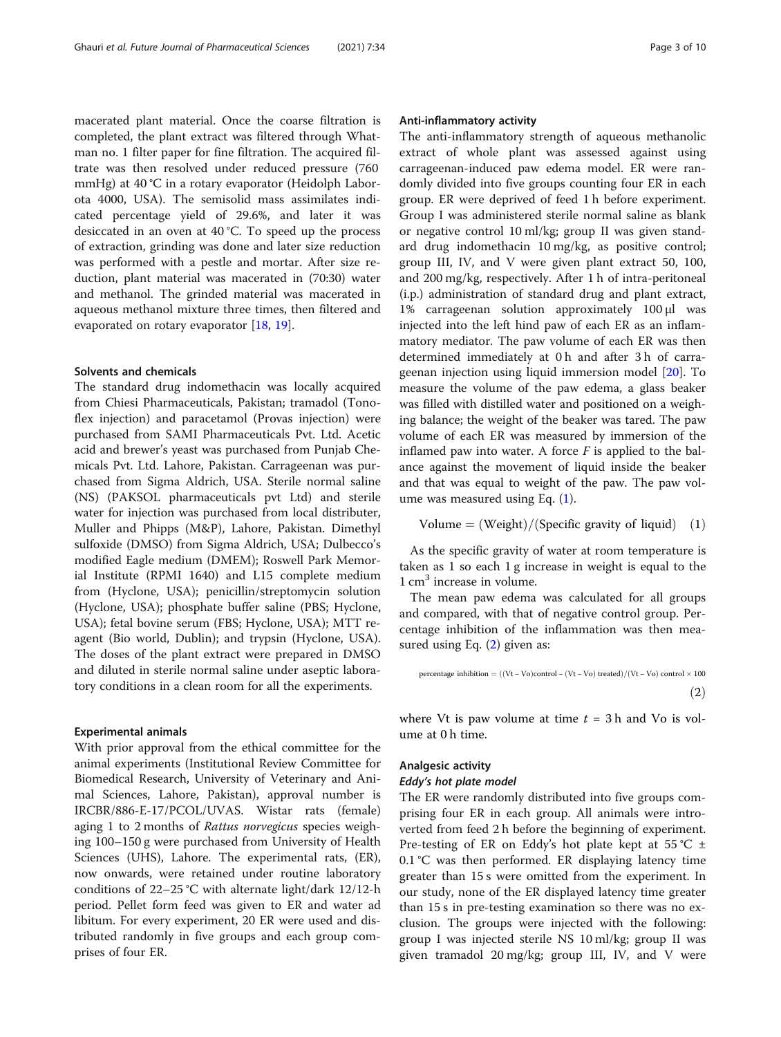macerated plant material. Once the coarse filtration is completed, the plant extract was filtered through Whatman no. 1 filter paper for fine filtration. The acquired filtrate was then resolved under reduced pressure (760 mmHg) at 40 °C in a rotary evaporator (Heidolph Laborota 4000, USA). The semisolid mass assimilates indicated percentage yield of 29.6%, and later it was desiccated in an oven at 40 °C. To speed up the process of extraction, grinding was done and later size reduction was performed with a pestle and mortar. After size reduction, plant material was macerated in (70:30) water and methanol. The grinded material was macerated in aqueous methanol mixture three times, then filtered and evaporated on rotary evaporator [18, 19].

### Solvents and chemicals

The standard drug indomethacin was locally acquired from Chiesi Pharmaceuticals, Pakistan; tramadol (Tonoflex injection) and paracetamol (Provas injection) were purchased from SAMI Pharmaceuticals Pvt. Ltd. Acetic acid and brewer's yeast was purchased from Punjab Chemicals Pvt. Ltd. Lahore, Pakistan. Carrageenan was purchased from Sigma Aldrich, USA. Sterile normal saline (NS) (PAKSOL pharmaceuticals pvt Ltd) and sterile water for injection was purchased from local distributer, Muller and Phipps (M&P), Lahore, Pakistan. Dimethyl sulfoxide (DMSO) from Sigma Aldrich, USA; Dulbecco's modified Eagle medium (DMEM); Roswell Park Memorial Institute (RPMI 1640) and L15 complete medium from (Hyclone, USA); penicillin/streptomycin solution (Hyclone, USA); phosphate buffer saline (PBS; Hyclone, USA); fetal bovine serum (FBS; Hyclone, USA); MTT reagent (Bio world, Dublin); and trypsin (Hyclone, USA). The doses of the plant extract were prepared in DMSO and diluted in sterile normal saline under aseptic laboratory conditions in a clean room for all the experiments.

### Experimental animals

With prior approval from the ethical committee for the animal experiments (Institutional Review Committee for Biomedical Research, University of Veterinary and Animal Sciences, Lahore, Pakistan), approval number is IRCBR/886-E-17/PCOL/UVAS. Wistar rats (female) aging 1 to 2 months of *Rattus norvegicus* species weighing 100–150 g were purchased from University of Health Sciences (UHS), Lahore. The experimental rats, (ER), now onwards, were retained under routine laboratory conditions of 22–25 °C with alternate light/dark 12/12-h period. Pellet form feed was given to ER and water ad libitum. For every experiment, 20 ER were used and distributed randomly in five groups and each group comprises of four ER.

### Anti-inflammatory activity

The anti-inflammatory strength of aqueous methanolic extract of whole plant was assessed against using carrageenan-induced paw edema model. ER were randomly divided into five groups counting four ER in each group. ER were deprived of feed 1 h before experiment. Group I was administered sterile normal saline as blank or negative control 10 ml/kg; group II was given standard drug indomethacin 10 mg/kg, as positive control; group III, IV, and V were given plant extract 50, 100, and 200 mg/kg, respectively. After 1 h of intra-peritoneal (i.p.) administration of standard drug and plant extract, 1% carrageenan solution approximately 100 μl was injected into the left hind paw of each ER as an inflammatory mediator. The paw volume of each ER was then determined immediately at 0 h and after 3 h of carrageenan injection using liquid immersion model [20]. To measure the volume of the paw edema, a glass beaker was filled with distilled water and positioned on a weighing balance; the weight of the beaker was tared. The paw volume of each ER was measured by immersion of the inflamed paw into water. A force *F* is applied to the balance against the movement of liquid inside the beaker and that was equal to weight of the paw. The paw volume was measured using Eq. (1).

$$\text{Volume} = (\text{Weight})/(\text{Specific gravity of liquid}) \quad (1)$$

As the specific gravity of water at room temperature is taken as 1 so each 1 g increase in weight is equal to the 1 $cm^3$ increase in volume.

The mean paw edema was calculated for all groups and compared, with that of negative control group. Percentage inhibition of the inflammation was then measured using Eq. (2) given as:

$$\text{percentage inhibition} = ((Vt - Vo)\text{control} - (Vt - Vo)\text{ treated})/(Vt - Vo)\text{ control} \times 100 \quad (2)$$

where Vt is paw volume at time $t$ = 3 h and Vo is volume at 0 h time.

### Analgesic activity

#### *Eddy's hot plate model*

The ER were randomly distributed into five groups comprising four ER in each group. All animals were introverted from feed 2 h before the beginning of experiment. Pre-testing of ER on Eddy's hot plate kept at 55 °C ± 0.1 °C was then performed. ER displaying latency time greater than 15 s were omitted from the experiment. In our study, none of the ER displayed latency time greater than 15 s in pre-testing examination so there was no exclusion. The groups were injected with the following: group I was injected sterile NS 10 ml/kg; group II was given tramadol 20 mg/kg; group III, IV, and V were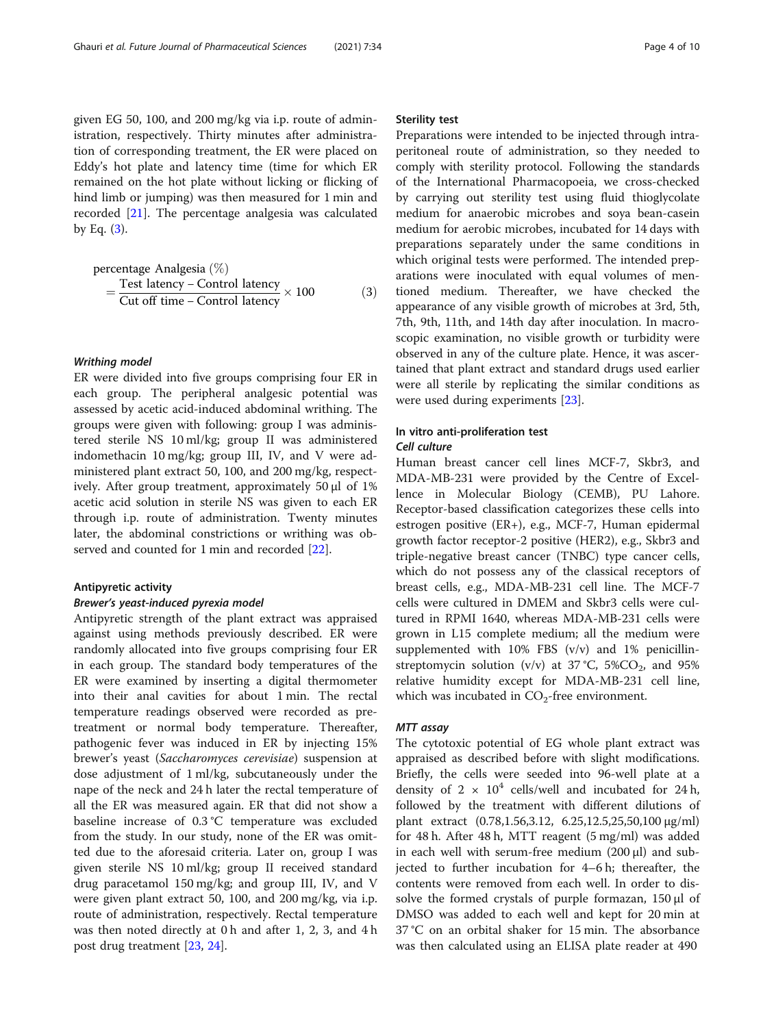given EG 50, 100, and 200 mg/kg via i.p. route of administration, respectively. Thirty minutes after administration of corresponding treatment, the ER were placed on Eddy's hot plate and latency time (time for which ER remained on the hot plate without licking or flicking of hind limb or jumping) was then measured for 1 min and recorded [21]. The percentage analgesia was calculated by Eq. (3).

$$\text{percentage Analgesia } (\%) = \frac{\text{Test latency} - \text{Control latency}}{\text{Cut off time} - \text{Control latency}} \times 100 \tag{3}$$

#### *Writhing model*

ER were divided into five groups comprising four ER in each group. The peripheral analgesic potential was assessed by acetic acid-induced abdominal writhing. The groups were given with following: group I was administered sterile NS 10 ml/kg; group II was administered indomethacin 10 mg/kg; group III, IV, and V were administered plant extract 50, 100, and 200 mg/kg, respectively. After group treatment, approximately 50 μl of 1% acetic acid solution in sterile NS was given to each ER through i.p. route of administration. Twenty minutes later, the abdominal constrictions or writhing was observed and counted for 1 min and recorded [22].

### Antipyretic activity

#### *Brewer's yeast-induced pyrexia model*

Antipyretic strength of the plant extract was appraised against using methods previously described. ER were randomly allocated into five groups comprising four ER in each group. The standard body temperatures of the ER were examined by inserting a digital thermometer into their anal cavities for about 1 min. The rectal temperature readings observed were recorded as pre-treatment or normal body temperature. Thereafter, pathogenic fever was induced in ER by injecting 15% brewer's yeast (*Saccharomyces cerevisiae*) suspension at dose adjustment of 1 ml/kg, subcutaneously under the nape of the neck and 24 h later the rectal temperature of all the ER was measured again. ER that did not show a baseline increase of 0.3 °C temperature was excluded from the study. In our study, none of the ER was omitted due to the aforesaid criteria. Later on, group I was given sterile NS 10 ml/kg; group II received standard drug paracetamol 150 mg/kg; and group III, IV, and V were given plant extract 50, 100, and 200 mg/kg, via i.p. route of administration, respectively. Rectal temperature was then noted directly at 0 h and after 1, 2, 3, and 4 h post drug treatment [23, 24].

### Sterility test

Preparations were intended to be injected through intraperitoneal route of administration, so they needed to comply with sterility protocol. Following the standards of the International Pharmacopoeia, we cross-checked by carrying out sterility test using fluid thioglycolate medium for anaerobic microbes and soya bean-casein medium for aerobic microbes, incubated for 14 days with preparations separately under the same conditions in which original tests were performed. The intended preparations were inoculated with equal volumes of mentioned medium. Thereafter, we have checked the appearance of any visible growth of microbes at 3rd, 5th, 7th, 9th, 11th, and 14th day after inoculation. In macroscopic examination, no visible growth or turbidity were observed in any of the culture plate. Hence, it was ascertained that plant extract and standard drugs used earlier were all sterile by replicating the similar conditions as were used during experiments [23].

### In vitro anti-proliferation test

#### *Cell culture*

Human breast cancer cell lines MCF-7, Skbr3, and MDA-MB-231 were provided by the Centre of Excellence in Molecular Biology (CEMB), PU Lahore. Receptor-based classification categorizes these cells into estrogen positive (ER+), e.g., MCF-7, Human epidermal growth factor receptor-2 positive (HER2), e.g., Skbr3 and triple-negative breast cancer (TNBC) type cancer cells, which do not possess any of the classical receptors of breast cells, e.g., MDA-MB-231 cell line. The MCF-7 cells were cultured in DMEM and Skbr3 cells were cultured in RPMI 1640, whereas MDA-MB-231 cells were grown in L15 complete medium; all the medium were supplemented with 10% FBS (v/v) and 1% penicillin-streptomycin solution (v/v) at 37 °C, 5%$CO_2$, and 95% relative humidity except for MDA-MB-231 cell line, which was incubated in $CO_2$-free environment.

#### *MTT assay*

The cytotoxic potential of EG whole plant extract was appraised as described before with slight modifications. Briefly, the cells were seeded into 96-well plate at a density of $2 \times 10^4$ cells/well and incubated for 24 h, followed by the treatment with different dilutions of plant extract (0.78,1.56,3.12, 6.25,12.5,25,50,100 μg/ml) for 48 h. After 48 h, MTT reagent (5 mg/ml) was added in each well with serum-free medium (200 μl) and subjected to further incubation for 4–6 h; thereafter, the contents were removed from each well. In order to dissolve the formed crystals of purple formazan, 150 μl of DMSO was added to each well and kept for 20 min at 37 °C on an orbital shaker for 15 min. The absorbance was then calculated using an ELISA plate reader at 490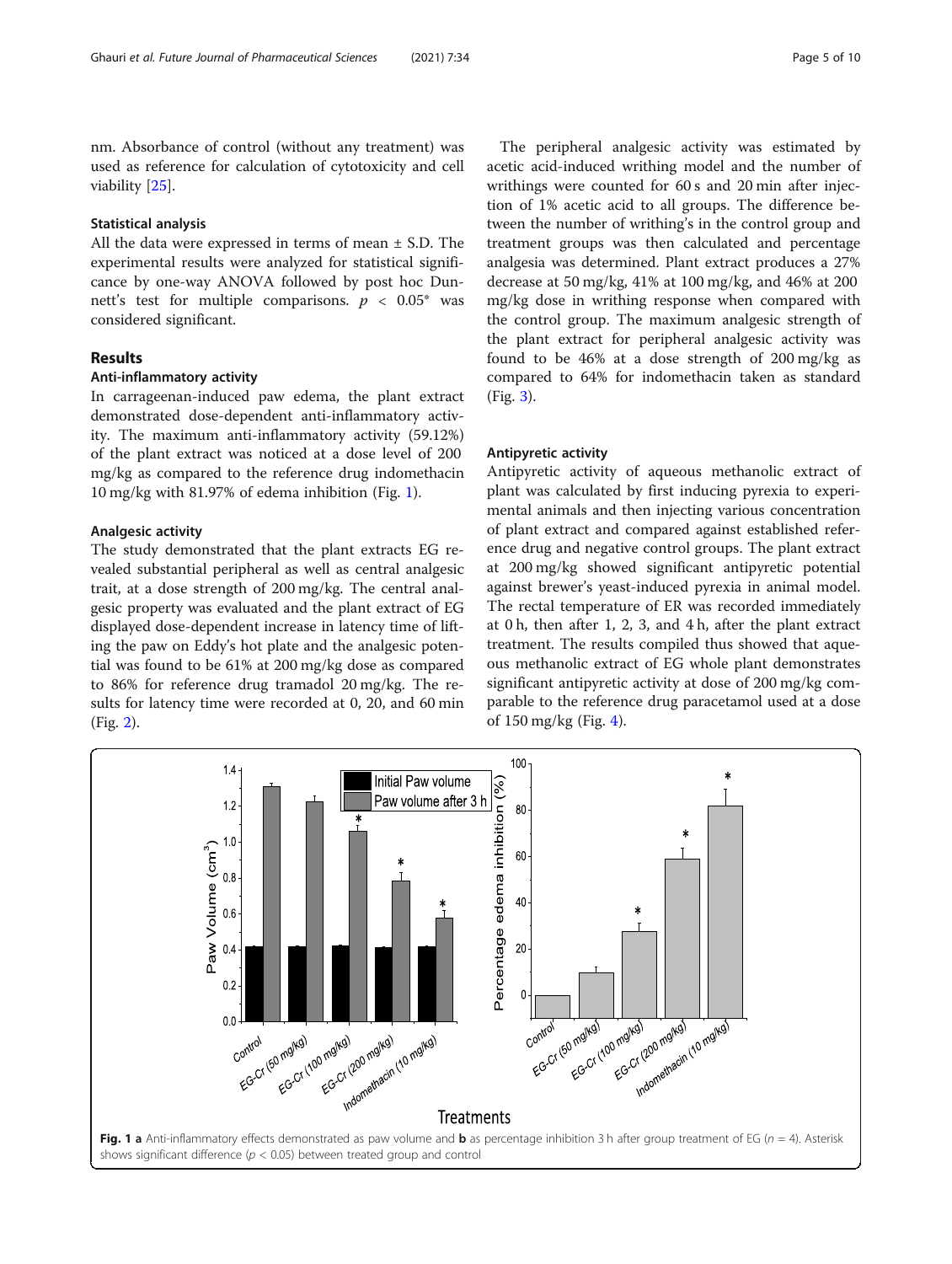nm. Absorbance of control (without any treatment) was used as reference for calculation of cytotoxicity and cell viability [25].

### Statistical analysis

All the data were expressed in terms of mean ± S.D. The experimental results were analyzed for statistical significance by one-way ANOVA followed by post hoc Dunnett's test for multiple comparisons. $p < 0.05$* was considered significant.

## Results

### Anti-inflammatory activity

In carrageenan-induced paw edema, the plant extract demonstrated dose-dependent anti-inflammatory activity. The maximum anti-inflammatory activity (59.12%) of the plant extract was noticed at a dose level of 200 mg/kg as compared to the reference drug indomethacin 10 mg/kg with 81.97% of edema inhibition (Fig. 1).

### Analgesic activity

The study demonstrated that the plant extracts EG revealed substantial peripheral as well as central analgesic trait, at a dose strength of 200 mg/kg. The central analgesic property was evaluated and the plant extract of EG displayed dose-dependent increase in latency time of lifting the paw on Eddy's hot plate and the analgesic potential was found to be 61% at 200 mg/kg dose as compared to 86% for reference drug tramadol 20 mg/kg. The results for latency time were recorded at 0, 20, and 60 min (Fig. 2).

The peripheral analgesic activity was estimated by acetic acid-induced writhing model and the number of writhings were counted for 60 s and 20 min after injection of 1% acetic acid to all groups. The difference between the number of writhing's in the control group and treatment groups was then calculated and percentage analgesia was determined. Plant extract produces a 27% decrease at 50 mg/kg, 41% at 100 mg/kg, and 46% at 200 mg/kg dose in writhing response when compared with the control group. The maximum analgesic strength of the plant extract for peripheral analgesic activity was found to be 46% at a dose strength of 200 mg/kg as compared to 64% for indomethacin taken as standard (Fig. 3).

### Antipyretic activity

Antipyretic activity of aqueous methanolic extract of plant was calculated by first inducing pyrexia to experimental animals and then injecting various concentration of plant extract and compared against established reference drug and negative control groups. The plant extract at 200 mg/kg showed significant antipyretic potential against brewer's yeast-induced pyrexia in animal model. The rectal temperature of ER was recorded immediately at 0 h, then after 1, 2, 3, and 4 h, after the plant extract treatment. The results compiled thus showed that aqueous methanolic extract of EG whole plant demonstrates significant antipyretic activity at dose of 200 mg/kg comparable to the reference drug paracetamol used at a dose of 150 mg/kg (Fig. 4).

**Fig. 1 a** Anti-inflammatory effects demonstrated as paw volume and **b** as percentage inhibition 3 h after group treatment of EG ($n = 4$). Asterisk shows significant difference ($p < 0.05$) between treated group and control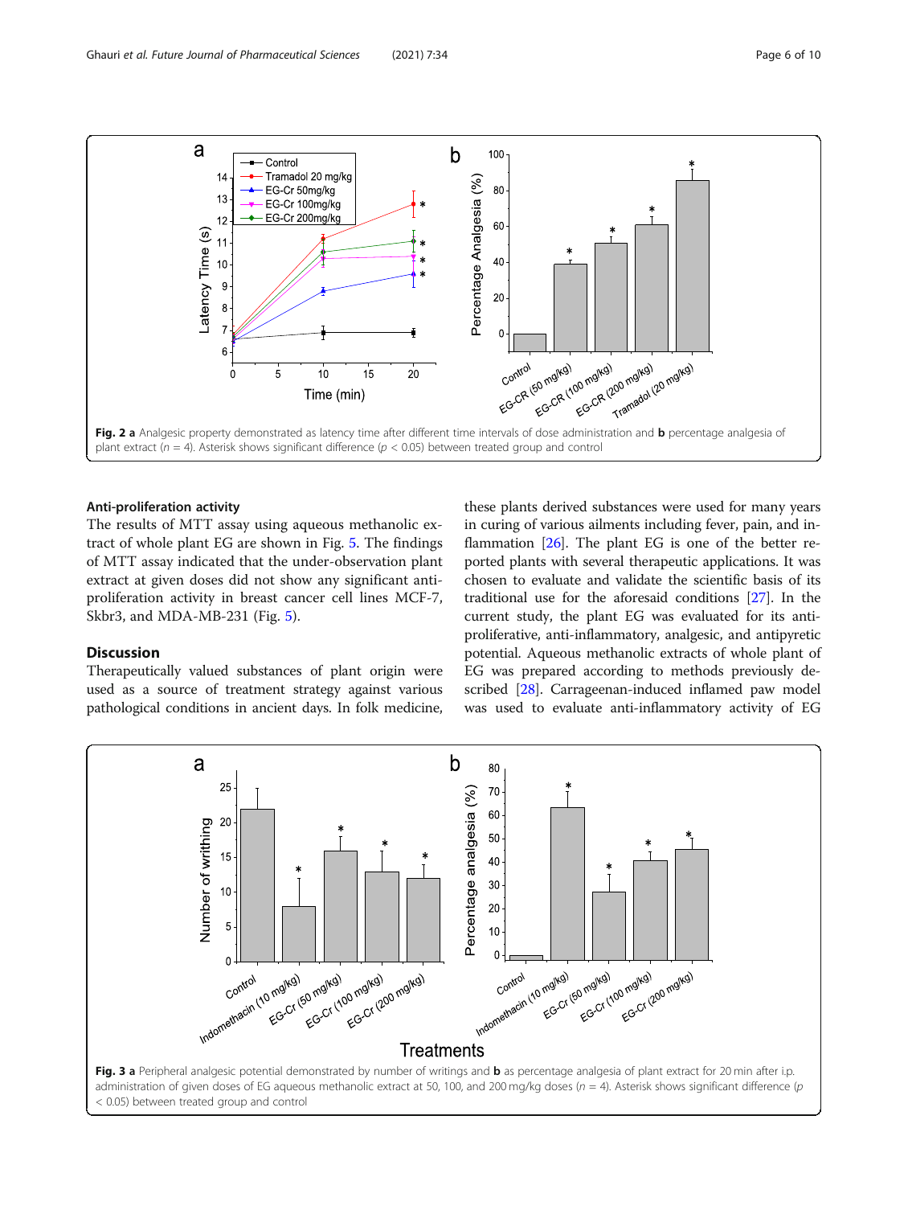**Fig. 2 a** Analgesic property demonstrated as latency time after different time intervals of dose administration and **b** percentage analgesia of plant extract ($n$ = 4). Asterisk shows significant difference ($p$ < 0.05) between treated group and control

### Anti-proliferation activity

The results of MTT assay using aqueous methanolic extract of whole plant EG are shown in Fig. 5. The findings of MTT assay indicated that the under-observation plant extract at given doses did not show any significant anti-proliferation activity in breast cancer cell lines MCF-7, Skbr3, and MDA-MB-231 (Fig. 5).

## Discussion

Therapeutically valued substances of plant origin were used as a source of treatment strategy against various pathological conditions in ancient days. In folk medicine, these plants derived substances were used for many years in curing of various ailments including fever, pain, and inflammation [26]. The plant EG is one of the better reported plants with several therapeutic applications. It was chosen to evaluate and validate the scientific basis of its traditional use for the aforesaid conditions [27]. In the current study, the plant EG was evaluated for its anti-proliferative, anti-inflammatory, analgesic, and antipyretic potential. Aqueous methanolic extracts of whole plant of EG was prepared according to methods previously described [28]. Carrageenan-induced inflamed paw model was used to evaluate anti-inflammatory activity of EG

**Fig. 3 a** Peripheral analgesic potential demonstrated by number of writings and **b** as percentage analgesia of plant extract for 20 min after i.p. administration of given doses of EG aqueous methanolic extract at 50, 100, and 200 mg/kg doses ($n$ = 4). Asterisk shows significant difference ($p$ < 0.05) between treated group and control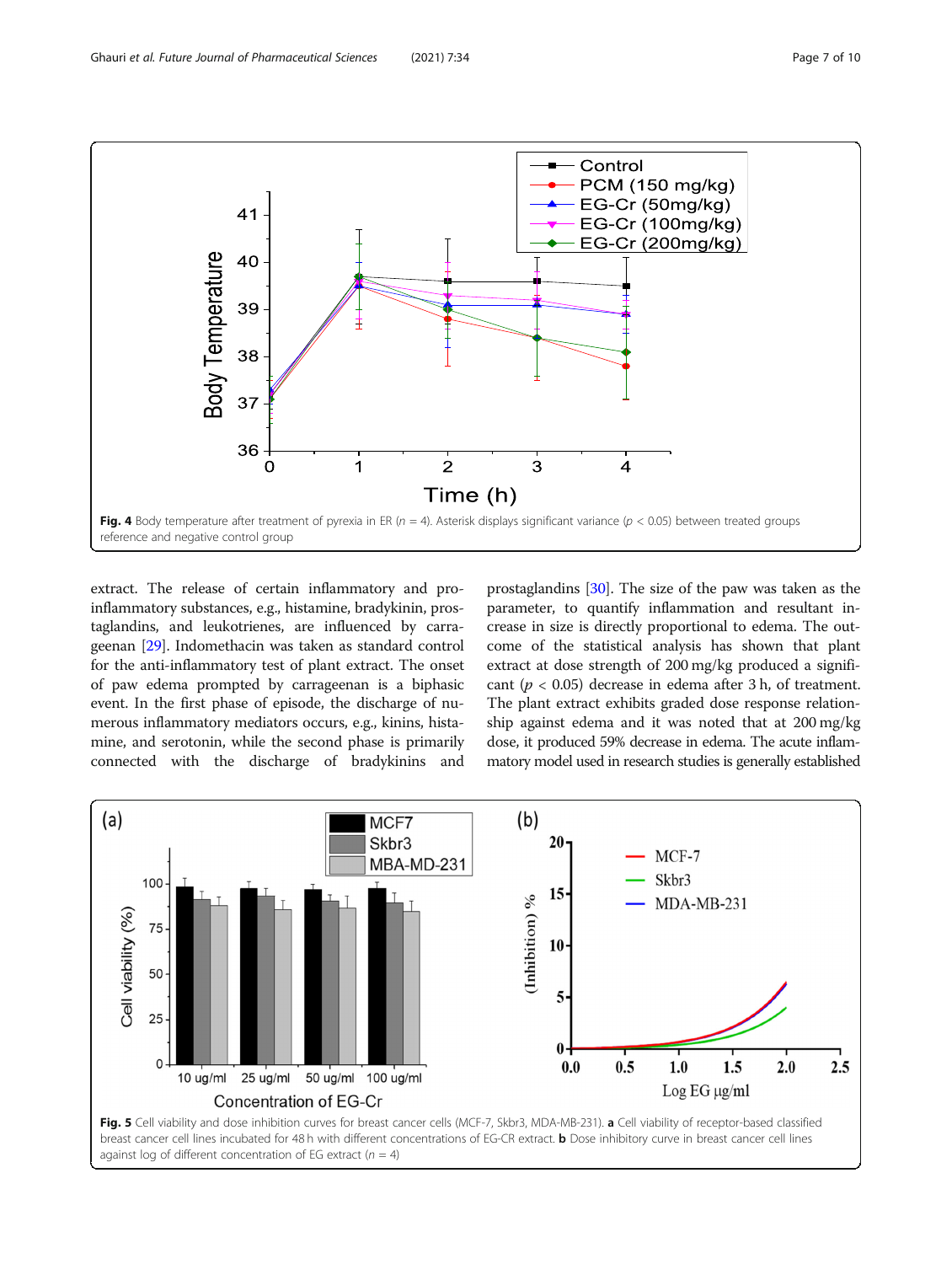Fig. 4 Body temperature after treatment of pyrexia in ER ($n = 4$). Asterisk displays significant variance ($p < 0.05$) between treated groups reference and negative control group

extract. The release of certain inflammatory and pro-inflammatory substances, e.g., histamine, bradykinin, prostaglandins, and leukotrienes, are influenced by carrageenan [29]. Indomethacin was taken as standard control for the anti-inflammatory test of plant extract. The onset of paw edema prompted by carrageenan is a biphasic event. In the first phase of episode, the discharge of numerous inflammatory mediators occurs, e.g., kinins, histamine, and serotonin, while the second phase is primarily connected with the discharge of bradykinins and prostaglandins [30]. The size of the paw was taken as the parameter, to quantify inflammation and resultant increase in size is directly proportional to edema. The outcome of the statistical analysis has shown that plant extract at dose strength of 200 mg/kg produced a significant ($p < 0.05$) decrease in edema after 3 h, of treatment. The plant extract exhibits graded dose response relationship against edema and it was noted that at 200 mg/kg dose, it produced 59% decrease in edema. The acute inflammatory model used in research studies is generally established

Fig. 5 Cell viability and dose inhibition curves for breast cancer cells (MCF-7, Skbr3, MDA-MB-231). **a** Cell viability of receptor-based classified breast cancer cell lines incubated for 48 h with different concentrations of EG-CR extract. **b** Dose inhibitory curve in breast cancer cell lines against log of different concentration of EG extract ($n = 4$)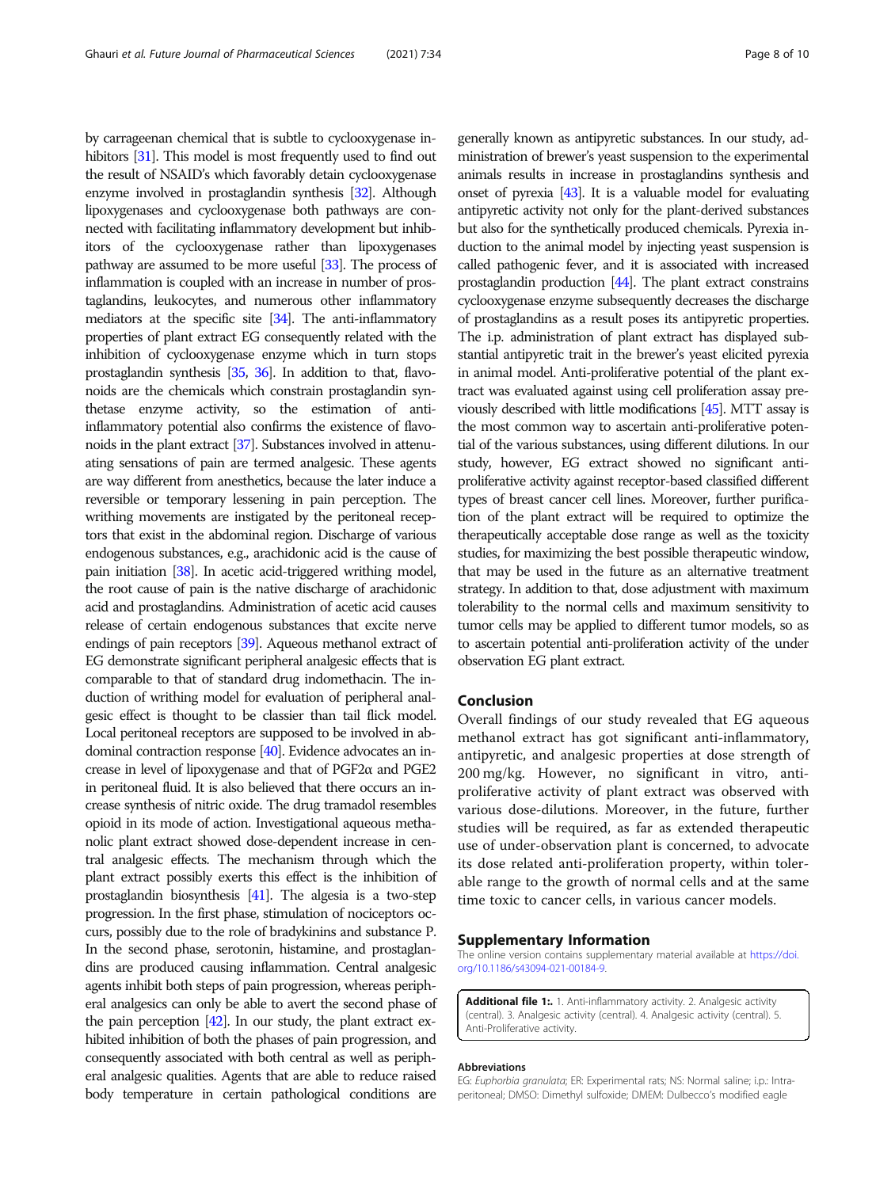by carrageenan chemical that is subtle to cyclooxygenase inhibitors [31]. This model is most frequently used to find out the result of NSAID's which favorably detain cyclooxygenase enzyme involved in prostaglandin synthesis [32]. Although lipoxygenases and cyclooxygenase both pathways are connected with facilitating inflammatory development but inhibitors of the cyclooxygenase rather than lipoxygenases pathway are assumed to be more useful [33]. The process of inflammation is coupled with an increase in number of prostaglandins, leukocytes, and numerous other inflammatory mediators at the specific site [34]. The anti-inflammatory properties of plant extract EG consequently related with the inhibition of cyclooxygenase enzyme which in turn stops prostaglandin synthesis [35, 36]. In addition to that, flavonoids are the chemicals which constrain prostaglandin synthetase enzyme activity, so the estimation of anti-inflammatory potential also confirms the existence of flavonoids in the plant extract [37]. Substances involved in attenuating sensations of pain are termed analgesic. These agents are way different from anesthetics, because the later induce a reversible or temporary lessening in pain perception. The writhing movements are instigated by the peritoneal receptors that exist in the abdominal region. Discharge of various endogenous substances, e.g., arachidonic acid is the cause of pain initiation [38]. In acetic acid-triggered writhing model, the root cause of pain is the native discharge of arachidonic acid and prostaglandins. Administration of acetic acid causes release of certain endogenous substances that excite nerve endings of pain receptors [39]. Aqueous methanol extract of EG demonstrate significant peripheral analgesic effects that is comparable to that of standard drug indomethacin. The induction of writhing model for evaluation of peripheral analgesic effect is thought to be classier than tail flick model. Local peritoneal receptors are supposed to be involved in abdominal contraction response [40]. Evidence advocates an increase in level of lipoxygenase and that of PGF2α and PGE2 in peritoneal fluid. It is also believed that there occurs an increase synthesis of nitric oxide. The drug tramadol resembles opioid in its mode of action. Investigational aqueous methanolic plant extract showed dose-dependent increase in central analgesic effects. The mechanism through which the plant extract possibly exerts this effect is the inhibition of prostaglandin biosynthesis [41]. The algesia is a two-step progression. In the first phase, stimulation of nociceptors occurs, possibly due to the role of bradykinins and substance P. In the second phase, serotonin, histamine, and prostaglandins are produced causing inflammation. Central analgesic agents inhibit both steps of pain progression, whereas peripheral analgesics can only be able to avert the second phase of the pain perception [42]. In our study, the plant extract exhibited inhibition of both the phases of pain progression, and consequently associated with both central as well as peripheral analgesic qualities. Agents that are able to reduce raised body temperature in certain pathological conditions are generally known as antipyretic substances. In our study, administration of brewer's yeast suspension to the experimental animals results in increase in prostaglandins synthesis and onset of pyrexia [43]. It is a valuable model for evaluating antipyretic activity not only for the plant-derived substances but also for the synthetically produced chemicals. Pyrexia induction to the animal model by injecting yeast suspension is called pathogenic fever, and it is associated with increased prostaglandin production [44]. The plant extract constrains cyclooxygenase enzyme subsequently decreases the discharge of prostaglandins as a result poses its antipyretic properties. The i.p. administration of plant extract has displayed substantial antipyretic trait in the brewer's yeast elicited pyrexia in animal model. Anti-proliferative potential of the plant extract was evaluated against using cell proliferation assay previously described with little modifications [45]. MTT assay is the most common way to ascertain anti-proliferative potential of the various substances, using different dilutions. In our study, however, EG extract showed no significant anti-proliferative activity against receptor-based classified different types of breast cancer cell lines. Moreover, further purification of the plant extract will be required to optimize the therapeutically acceptable dose range as well as the toxicity studies, for maximizing the best possible therapeutic window, that may be used in the future as an alternative treatment strategy. In addition to that, dose adjustment with maximum tolerability to the normal cells and maximum sensitivity to tumor cells may be applied to different tumor models, so as to ascertain potential anti-proliferation activity of the under observation EG plant extract.

## Conclusion

Overall findings of our study revealed that EG aqueous methanol extract has got significant anti-inflammatory, antipyretic, and analgesic properties at dose strength of 200 mg/kg. However, no significant in vitro, anti-proliferative activity of plant extract was observed with various dose-dilutions. Moreover, in the future, further studies will be required, as far as extended therapeutic use of under-observation plant is concerned, to advocate its dose related anti-proliferation property, within tolerable range to the growth of normal cells and at the same time toxic to cancer cells, in various cancer models.

## Supplementary Information

The online version contains supplementary material available at https://doi.org/10.1186/s43094-021-00184-9.

**Additional file 1:.** 1. Anti-inflammatory activity. 2. Analgesic activity (central). 3. Analgesic activity (central). 4. Analgesic activity (central). 5. Anti-Proliferative activity.

#### Abbreviations

EG: *Euphorbia granulata*; ER: Experimental rats; NS: Normal saline; i.p.: Intraperitoneal; DMSO: Dimethyl sulfoxide; DMEM: Dulbecco's modified eagle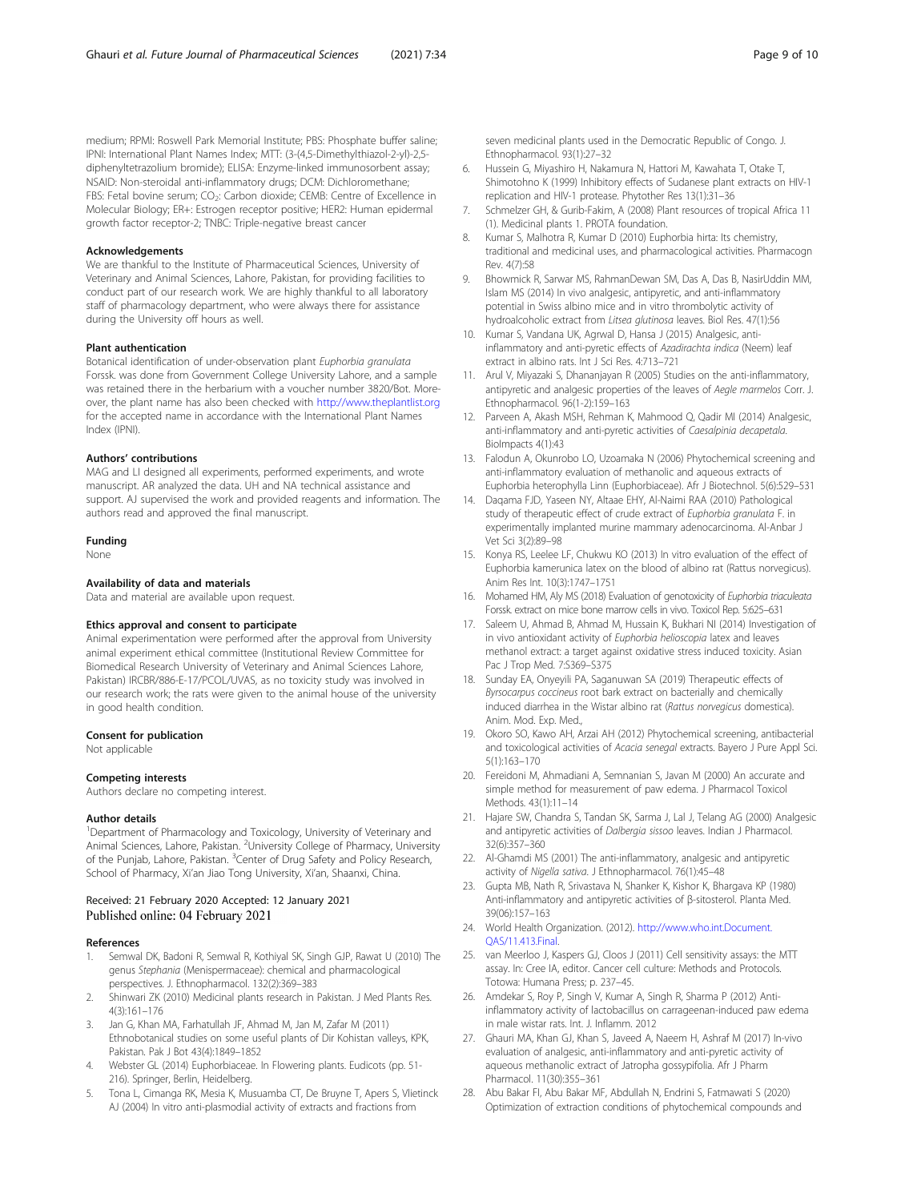medium; RPMI: Roswell Park Memorial Institute; PBS: Phosphate buffer saline; IPNI: International Plant Names Index; MTT: (3-(4,5-Dimethylthiazol-2-yl)-2,5-diphenyltetrazolium bromide); ELISA: Enzyme-linked immunosorbent assay; NSAID: Non-steroidal anti-inflammatory drugs; DCM: Dichloromethane; FBS: Fetal bovine serum; $CO_2$: Carbon dioxide; CEMB: Centre of Excellence in Molecular Biology; ER+: Estrogen receptor positive; HER2: Human epidermal growth factor receptor-2; TNBC: Triple-negative breast cancer

#### Acknowledgements
We are thankful to the Institute of Pharmaceutical Sciences, University of Veterinary and Animal Sciences, Lahore, Pakistan, for providing facilities to conduct part of our research work. We are highly thankful to all laboratory staff of pharmacology department, who were always there for assistance during the University off hours as well.

#### Plant authentication
Botanical identification of under-observation plant *Euphorbia granulata* Forssk. was done from Government College University Lahore, and a sample was retained there in the herbarium with a voucher number 3820/Bot. Moreover, the plant name has also been checked with http://www.theplantlist.org for the accepted name in accordance with the International Plant Names Index (IPNI).

#### Authors' contributions
MAG and LI designed all experiments, performed experiments, and wrote manuscript. AR analyzed the data. UH and NA technical assistance and support. AJ supervised the work and provided reagents and information. The authors read and approved the final manuscript.

#### Funding
None

#### Availability of data and materials
Data and material are available upon request.

#### Ethics approval and consent to participate
Animal experimentation were performed after the approval from University animal experiment ethical committee (Institutional Review Committee for Biomedical Research University of Veterinary and Animal Sciences Lahore, Pakistan) IRCBR/886-E-17/PCOL/UVAS, as no toxicity study was involved in our research work; the rats were given to the animal house of the university in good health condition.

#### Consent for publication
Not applicable

#### Competing interests
Authors declare no competing interest.

#### Author details
[1]Department of Pharmacology and Toxicology, University of Veterinary and Animal Sciences, Lahore, Pakistan. [2]University College of Pharmacy, University of the Punjab, Lahore, Pakistan. [3]Center of Drug Safety and Policy Research, School of Pharmacy, Xi'an Jiao Tong University, Xi'an, Shaanxi, China.

Received: 21 February 2020 Accepted: 12 January 2021
Published online: 04 February 2021

#### References
1. Semwal DK, Badoni R, Semwal R, Kothiyal SK, Singh GJP, Rawat U (2010) The genus *Stephania* (Menispermaceae): chemical and pharmacological perspectives. J. Ethnopharmacol. 132(2):369–383
2. Shinwari ZK (2010) Medicinal plants research in Pakistan. J Med Plants Res. 4(3):161–176
3. Jan G, Khan MA, Farhatullah JF, Ahmad M, Jan M, Zafar M (2011) Ethnobotanical studies on some useful plants of Dir Kohistan valleys, KPK, Pakistan. Pak J Bot 43(4):1849–1852
4. Webster GL (2014) Euphorbiaceae. In Flowering plants. Eudicots (pp. 51-216). Springer, Berlin, Heidelberg.
5. Tona L, Cimanga RK, Mesia K, Musuamba CT, De Bruyne T, Apers S, Vlietinck AJ (2004) In vitro anti-plasmodial activity of extracts and fractions from seven medicinal plants used in the Democratic Republic of Congo. J. Ethnopharmacol. 93(1):27–32
6. Hussein G, Miyashiro H, Nakamura N, Hattori M, Kawahata T, Otake T, Shimotohno K (1999) Inhibitory effects of Sudanese plant extracts on HIV-1 replication and HIV-1 protease. Phytother Res 13(1):31–36
7. Schmelzer GH, & Gurib-Fakim, A (2008) Plant resources of tropical Africa 11 (1). Medicinal plants 1. PROTA foundation.
8. Kumar S, Malhotra R, Kumar D (2010) Euphorbia hirta: Its chemistry, traditional and medicinal uses, and pharmacological activities. Pharmacogn Rev. 4(7):58
9. Bhowmick R, Sarwar MS, RahmanDewan SM, Das A, Das B, NasirUddin MM, Islam MS (2014) In vivo analgesic, antipyretic, and anti-inflammatory potential in Swiss albino mice and in vitro thrombolytic activity of hydroalcoholic extract from *Litsea glutinosa* leaves. Biol Res. 47(1):56
10. Kumar S, Vandana UK, Agrwal D, Hansa J (2015) Analgesic, anti-inflammatory and anti-pyretic effects of *Azadirachta indica* (Neem) leaf extract in albino rats. Int J Sci Res. 4:713–721
11. Arul V, Miyazaki S, Dhananjayan R (2005) Studies on the anti-inflammatory, antipyretic and analgesic properties of the leaves of *Aegle marmelos* Corr. J. Ethnopharmacol. 96(1-2):159–163
12. Parveen A, Akash MSH, Rehman K, Mahmood Q, Qadir MI (2014) Analgesic, anti-inflammatory and anti-pyretic activities of *Caesalpinia decapetala*. BioImpacts 4(1):43
13. Falodun A, Okunrobo LO, Uzoamaka N (2006) Phytochemical screening and anti-inflammatory evaluation of methanolic and aqueous extracts of Euphorbia heterophylla Linn (Euphorbiaceae). Afr J Biotechnol. 5(6):529–531
14. Daqama FJD, Yaseen NY, Altaae EHY, Al-Naimi RAA (2010) Pathological study of therapeutic effect of crude extract of *Euphorbia granulata* F. in experimentally implanted murine mammary adenocarcinoma. Al-Anbar J Vet Sci 3(2):89–98
15. Konya RS, Leelee LF, Chukwu KO (2013) In vitro evaluation of the effect of Euphorbia kamerunica latex on the blood of albino rat (Rattus norvegicus). Anim Res Int. 10(3):1747–1751
16. Mohamed HM, Aly MS (2018) Evaluation of genotoxicity of *Euphorbia triaculeata* Forssk. extract on mice bone marrow cells in vivo. Toxicol Rep. 5:625–631
17. Saleem U, Ahmad B, Ahmad M, Hussain K, Bukhari NI (2014) Investigation of in vivo antioxidant activity of *Euphorbia helioscopia* latex and leaves methanol extract: a target against oxidative stress induced toxicity. Asian Pac J Trop Med. 7:S369–S375
18. Sunday EA, Onyeyili PA, Saganuwan SA (2019) Therapeutic effects of *Byrsocarpus coccineus* root bark extract on bacterially and chemically induced diarrhea in the Wistar albino rat (*Rattus norvegicus* domestica). Anim. Mod. Exp. Med.,
19. Okoro SO, Kawo AH, Arzai AH (2012) Phytochemical screening, antibacterial and toxicological activities of *Acacia senegal* extracts. Bayero J Pure Appl Sci. 5(1):163–170
20. Fereidoni M, Ahmadiani A, Semnanian S, Javan M (2000) An accurate and simple method for measurement of paw edema. J Pharmacol Toxicol Methods. 43(1):11–14
21. Hajare SW, Chandra S, Tandan SK, Sarma J, Lal J, Telang AG (2000) Analgesic and antipyretic activities of *Dalbergia sissoo* leaves. Indian J Pharmacol. 32(6):357–360
22. Al-Ghamdi MS (2001) The anti-inflammatory, analgesic and antipyretic activity of *Nigella sativa*. J Ethnopharmacol. 76(1):45–48
23. Gupta MB, Nath R, Srivastava N, Shanker K, Kishor K, Bhargava KP (1980) Anti-inflammatory and antipyretic activities of β-sitosterol. Planta Med. 39(06):157–163
24. World Health Organization. (2012). http://www.who.int.Document.QAS/11.413.Final.
25. van Meerloo J, Kaspers GJ, Cloos J (2011) Cell sensitivity assays: the MTT assay. In: Cree IA, editor. Cancer cell culture: Methods and Protocols. Totowa: Humana Press; p. 237–45.
26. Amdekar S, Roy P, Singh V, Kumar A, Singh R, Sharma P (2012) Anti-inflammatory activity of lactobacillus on carrageenan-induced paw edema in male wistar rats. Int. J. Inflamm. 2012
27. Ghauri MA, Khan GJ, Khan S, Javeed A, Naeem H, Ashraf M (2017) In-vivo evaluation of analgesic, anti-inflammatory and anti-pyretic activity of aqueous methanolic extract of Jatropha gossypifolia. Afr J Pharm Pharmacol. 11(30):355–361
28. Abu Bakar FI, Abu Bakar MF, Abdullah N, Endrini S, Fatmawati S (2020) Optimization of extraction conditions of phytochemical compounds and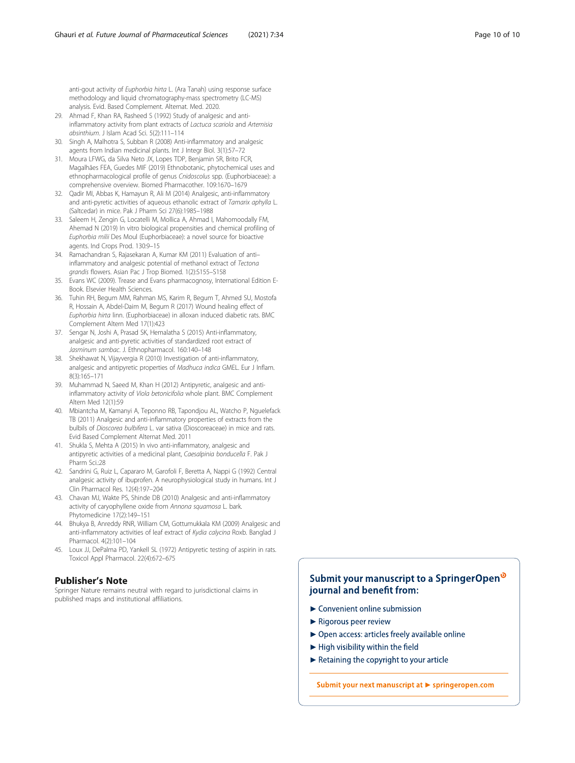anti-gout activity of *Euphorbia hirta* L. (Ara Tanah) using response surface methodology and liquid chromatography-mass spectrometry (LC-MS) analysis. Evid. Based Complement. Alternat. Med. 2020.

29. Ahmad F, Khan RA, Rasheed S (1992) Study of analgesic and anti-inflammatory activity from plant extracts of *Lactuca scariola* and *Artemisia absinthium*. J Islam Acad Sci. 5(2):111–114
30. Singh A, Malhotra S, Subban R (2008) Anti-inflammatory and analgesic agents from Indian medicinal plants. Int J Integr Biol. 3(1):57–72
31. Moura LFWG, da Silva Neto JX, Lopes TDP, Benjamin SR, Brito FCR, Magalhães FEA, Guedes MIF (2019) Ethnobotanic, phytochemical uses and ethnopharmacological profile of genus *Cnidoscolus* spp. (Euphorbiaceae): a comprehensive overview. Biomed Pharmacother. 109:1670–1679
32. Qadir MI, Abbas K, Hamayun R, Ali M (2014) Analgesic, anti-inflammatory and anti-pyretic activities of aqueous ethanolic extract of *Tamarix aphylla* L. (Saltcedar) in mice. Pak J Pharm Sci 27(6):1985–1988
33. Saleem H, Zengin G, Locatelli M, Mollica A, Ahmad I, Mahomoodally FM, Ahemad N (2019) In vitro biological propensities and chemical profiling of *Euphorbia milii* Des Moul (Euphorbiaceae): a novel source for bioactive agents. Ind Crops Prod. 130:9–15
34. Ramachandran S, Rajasekaran A, Kumar KM (2011) Evaluation of anti–inflammatory and analgesic potential of methanol extract of *Tectona grandis* flowers. Asian Pac J Trop Biomed. 1(2):S155–S158
35. Evans WC (2009). Trease and Evans pharmacognosy, International Edition E-Book. Elsevier Health Sciences.
36. Tuhin RH, Begum MM, Rahman MS, Karim R, Begum T, Ahmed SU, Mostofa R, Hossain A, Abdel-Daim M, Begum R (2017) Wound healing effect of *Euphorbia hirta* linn. (Euphorbiaceae) in alloxan induced diabetic rats. BMC Complement Altern Med 17(1):423
37. Sengar N, Joshi A, Prasad SK, Hemalatha S (2015) Anti-inflammatory, analgesic and anti-pyretic activities of standardized root extract of *Jasminum sambac*. J. Ethnopharmacol. 160:140–148
38. Shekhawat N, Vijayvergia R (2010) Investigation of anti-inflammatory, analgesic and antipyretic properties of *Madhuca indica* GMEL. Eur J Inflam. 8(3):165–171
39. Muhammad N, Saeed M, Khan H (2012) Antipyretic, analgesic and anti-inflammatory activity of *Viola betonicifolia* whole plant. BMC Complement Altern Med 12(1):59
40. Mbiantcha M, Kamanyi A, Teponno RB, Tapondjou AL, Watcho P, Nguelefack TB (2011) Analgesic and anti-inflammatory properties of extracts from the bulbils of *Dioscorea bulbifera* L. var sativa (Dioscoreaceae) in mice and rats. Evid Based Complement Alternat Med. 2011
41. Shukla S, Mehta A (2015) In vivo anti-inflammatory, analgesic and antipyretic activities of a medicinal plant, *Caesalpinia bonducella* F. Pak J Pharm Sci.:28
42. Sandrini G, Ruiz L, Capararo M, Garofoli F, Beretta A, Nappi G (1992) Central analgesic activity of ibuprofen. A neurophysiological study in humans. Int J Clin Pharmacol Res. 12(4):197–204
43. Chavan MJ, Wakte PS, Shinde DB (2010) Analgesic and anti-inflammatory activity of caryophyllene oxide from *Annona squamosa* L. bark. Phytomedicine 17(2):149–151
44. Bhukya B, Anreddy RNR, William CM, Gottumukkala KM (2009) Analgesic and anti-inflammatory activities of leaf extract of *Kydia calycina* Roxb. Banglad J Pharmacol. 4(2):101–104
45. Loux JJ, DePalma PD, Yankell SL (1972) Antipyretic testing of aspirin in rats. Toxicol Appl Pharmacol. 22(4):672–675

## Publisher's Note

Springer Nature remains neutral with regard to jurisdictional claims in published maps and institutional affiliations.

**Submit your manuscript to a SpringerOpen journal and benefit from:**

- ► Convenient online submission
- ► Rigorous peer review
- ► Open access: articles freely available online
- ► High visibility within the field
- ► Retaining the copyright to your article

**Submit your next manuscript at ► springeropen.com**